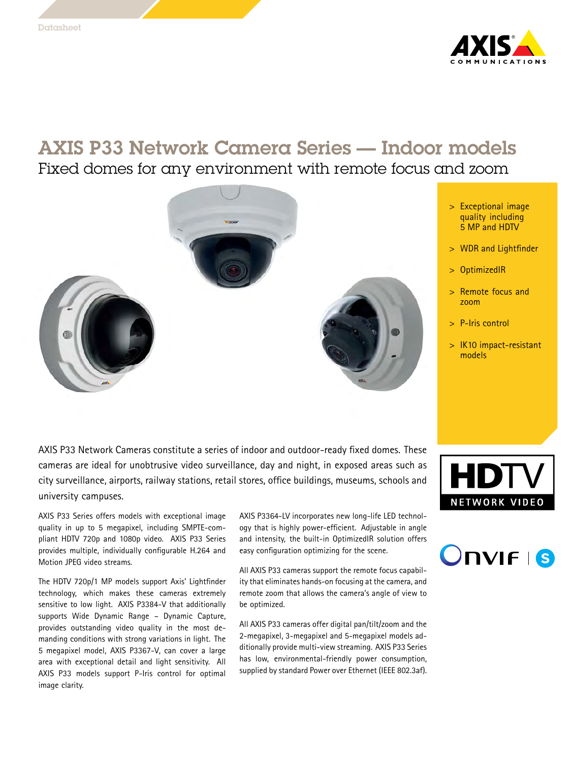Datasheet

# AXIS P33 Network Camera Series — Indoor models

## Fixed domes for any environment with remote focus and zoom

- Exceptional image quality including 5 MP and HDTV
- WDR and Lightfinder
- OptimizedIR
- Remote focus and zoom
- P-Iris control
- IK10 impact-resistant models

AXIS P33 Network Cameras constitute a series of indoor and outdoor-ready fixed domes. These cameras are ideal for unobtrusive video surveillance, day and night, in exposed areas such as city surveillance, airports, railway stations, retail stores, office buildings, museums, schools and university campuses.

AXIS P33 Series offers models with exceptional image quality in up to 5 megapixel, including SMPTE-compliant HDTV 720p and 1080p video. AXIS P33 Series provides multiple, individually configurable H.264 and Motion JPEG video streams.

The HDTV 720p/1 MP models support Axis' Lightfinder technology, which makes these cameras extremely sensitive to low light. AXIS P3384-V that additionally supports Wide Dynamic Range – Dynamic Capture, provides outstanding video quality in the most demanding conditions with strong variations in light. The 5 megapixel model, AXIS P3367-V, can cover a large area with exceptional detail and light sensitivity. All AXIS P33 models support P-Iris control for optimal image clarity.

AXIS P3364-LV incorporates new long-life LED technology that is highly power-efficient. Adjustable in angle and intensity, the built-in OptimizedIR solution offers easy configuration optimizing for the scene.

All AXIS P33 cameras support the remote focus capability that eliminates hands-on focusing at the camera, and remote zoom that allows the camera's angle of view to be optimized.

All AXIS P33 cameras offer digital pan/tilt/zoom and the 2-megapixel, 3-megapixel and 5-megapixel models additionally provide multi-view streaming. AXIS P33 Series has low, environmental-friendly power consumption, supplied by standard Power over Ethernet (IEEE 802.3af).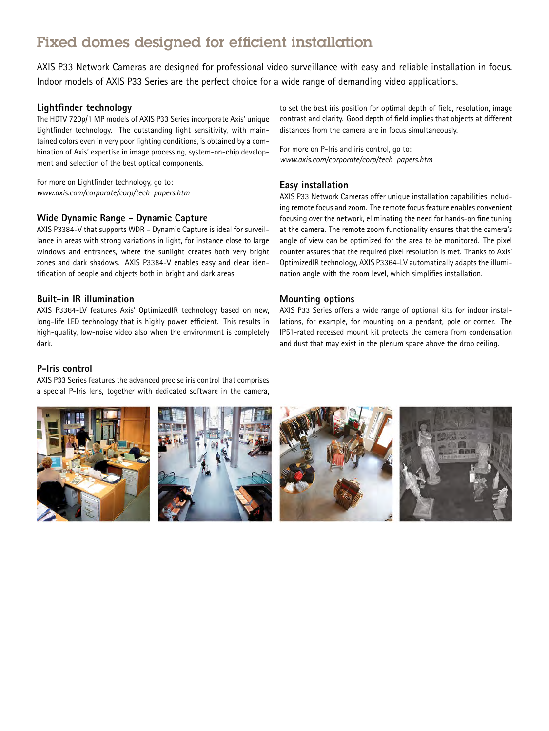# Fixed domes designed for efficient installation

AXIS P33 Network Cameras are designed for professional video surveillance with easy and reliable installation in focus. Indoor models of AXIS P33 Series are the perfect choice for a wide range of demanding video applications.

## Lightfinder technology

The HDTV 720p/1 MP models of AXIS P33 Series incorporate Axis' unique Lightfinder technology. The outstanding light sensitivity, with maintained colors even in very poor lighting conditions, is obtained by a combination of Axis' expertise in image processing, system-on-chip development and selection of the best optical components.

For more on Lightfinder technology, go to:
*www.axis.com/corporate/corp/tech_papers.htm*

## Wide Dynamic Range - Dynamic Capture

AXIS P3384-V that supports WDR – Dynamic Capture is ideal for surveillance in areas with strong variations in light, for instance close to large windows and entrances, where the sunlight creates both very bright zones and dark shadows. AXIS P3384-V enables easy and clear identification of people and objects both in bright and dark areas.

## Built-in IR illumination

AXIS P3364-LV features Axis' OptimizedIR technology based on new, long-life LED technology that is highly power efficient. This results in high-quality, low-noise video also when the environment is completely dark.

## P-Iris control

AXIS P33 Series features the advanced precise iris control that comprises a special P-Iris lens, together with dedicated software in the camera, to set the best iris position for optimal depth of field, resolution, image contrast and clarity. Good depth of field implies that objects at different distances from the camera are in focus simultaneously.

For more on P-Iris and iris control, go to:
*www.axis.com/corporate/corp/tech_papers.htm*

## Easy installation

AXIS P33 Network Cameras offer unique installation capabilities including remote focus and zoom. The remote focus feature enables convenient focusing over the network, eliminating the need for hands-on fine tuning at the camera. The remote zoom functionality ensures that the camera's angle of view can be optimized for the area to be monitored. The pixel counter assures that the required pixel resolution is met. Thanks to Axis' OptimizedIR technology, AXIS P3364-LV automatically adapts the illumination angle with the zoom level, which simplifies installation.

## Mounting options

AXIS P33 Series offers a wide range of optional kits for indoor installations, for example, for mounting on a pendant, pole or corner. The IP51-rated recessed mount kit protects the camera from condensation and dust that may exist in the plenum space above the drop ceiling.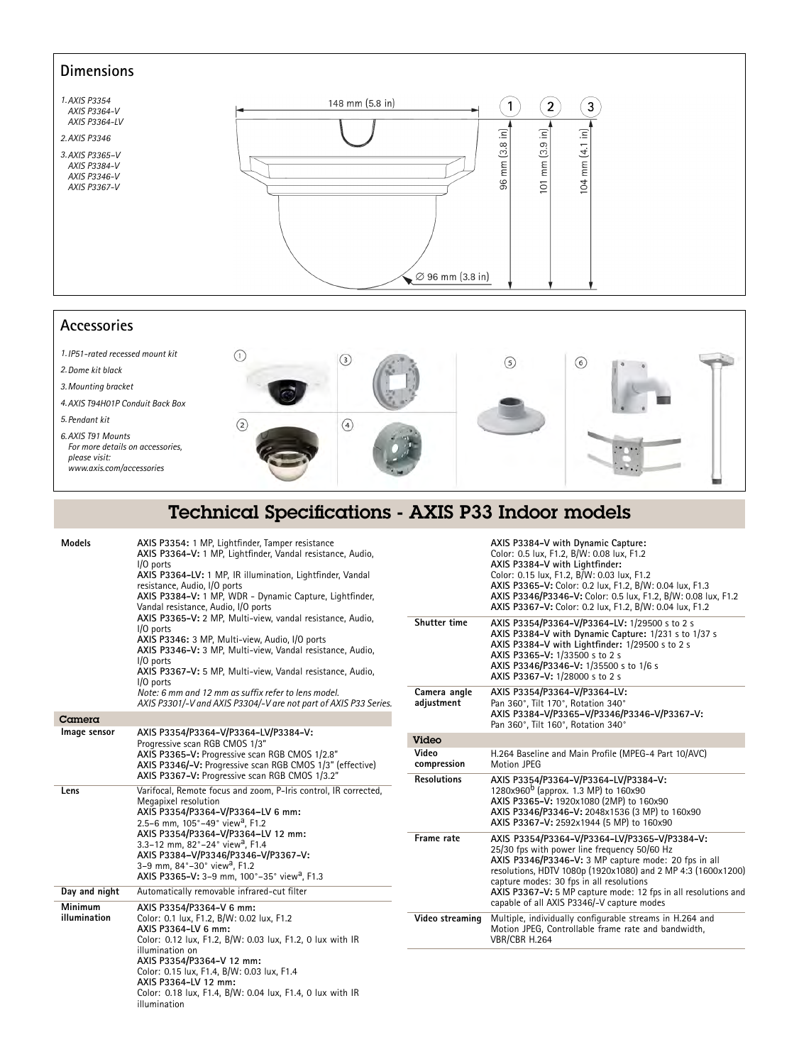## Dimensions

*1. AXIS P3354*
*AXIS P3364-V*
*AXIS P3364-LV*

*2. AXIS P3346*

*3. AXIS P3365-V*
*AXIS P3384-V*
*AXIS P3346-V*
*AXIS P3367-V*

148 mm (5.8 in)

1: 96 mm (3.8 in)
2: 101 mm (3.9 in)
3: 104 mm (4.1 in)

∅ 96 mm (3.8 in)

## Accessories

*1. IP51-rated recessed mount kit*
*2. Dome kit black*
*3. Mounting bracket*
*4. AXIS T94H01P Conduit Back Box*
*5. Pendant kit*
*6. AXIS T91 Mounts*
*For more details on accessories, please visit: www.axis.com/accessories*

# Technical Specifications - AXIS P33 Indoor models

| | |
|---|---|
| **Models** | **AXIS P3354:** 1 MP, Lightfinder, Tamper resistance<br>**AXIS P3364-V:** 1 MP, Lightfinder, Vandal resistance, Audio, I/O ports<br>**AXIS P3364-LV:** 1 MP, IR illumination, Lightfinder, Vandal resistance, Audio, I/O ports<br>**AXIS P3384-V:** 1 MP, WDR - Dynamic Capture, Lightfinder, Vandal resistance, Audio, I/O ports<br>**AXIS P3365-V:** 2 MP, Multi-view, vandal resistance, Audio, I/O ports<br>**AXIS P3346:** 3 MP, Multi-view, Audio, I/O ports<br>**AXIS P3346-V:** 3 MP, Multi-view, Vandal resistance, Audio, I/O ports<br>**AXIS P3367-V:** 5 MP, Multi-view, Vandal resistance, Audio, I/O ports<br>*Note: 6 mm and 12 mm as suffix refer to lens model.*<br>*AXIS P3301/-V and AXIS P3304/-V are not part of AXIS P33 Series.* |

### Camera

| | |
|---|---|
| **Image sensor** | **AXIS P3354/P3364-V/P3364-LV/P3384-V:** Progressive scan RGB CMOS 1/3"<br>**AXIS P3365-V:** Progressive scan RGB CMOS 1/2.8"<br>**AXIS P3346/-V:** Progressive scan RGB CMOS 1/3" (effective)<br>**AXIS P3367-V:** Progressive scan RGB CMOS 1/3.2" |
| **Lens** | Varifocal, Remote focus and zoom, P-Iris control, IR corrected, Megapixel resolution<br>**AXIS P3354/P3364-V/P3364-LV 6 mm:** 2.5–6 mm, 105°–49° view[a], F1.2<br>**AXIS P3354/P3364-V/P3364-LV 12 mm:** 3.3–12 mm, 82°–24° view[a], F1.4<br>**AXIS P3384-V/P3346/P3346-V/P3367-V:** 3–9 mm, 84°–30° view[a], F1.2<br>**AXIS P3365-V:** 3–9 mm, 100°–35° view[a], F1.3 |
| **Day and night** | Automatically removable infrared-cut filter |
| **Minimum illumination** | **AXIS P3354/P3364-V 6 mm:** Color: 0.1 lux, F1.2, B/W: 0.02 lux, F1.2<br>**AXIS P3364-LV 6 mm:** Color: 0.12 lux, F1.2, B/W: 0.03 lux, F1.2, 0 lux with IR illumination on<br>**AXIS P3354/P3364-V 12 mm:** Color: 0.15 lux, F1.4, B/W: 0.03 lux, F1.4<br>**AXIS P3364-LV 12 mm:** Color: 0.18 lux, F1.4, B/W: 0.04 lux, F1.4, 0 lux with IR illumination<br>**AXIS P3384-V with Dynamic Capture:** Color: 0.5 lux, F1.2, B/W: 0.08 lux, F1.2<br>**AXIS P3384-V with Lightfinder:** Color: 0.15 lux, F1.2, B/W: 0.03 lux, F1.2<br>**AXIS P3365-V:** Color: 0.2 lux, F1.2, B/W: 0.04 lux, F1.3<br>**AXIS P3346/P3346-V:** Color: 0.5 lux, F1.2, B/W: 0.08 lux, F1.2<br>**AXIS P3367-V:** Color: 0.2 lux, F1.2, B/W: 0.04 lux, F1.2 |
| **Shutter time** | **AXIS P3354/P3364-V/P3364-LV:** 1/29500 s to 2 s<br>**AXIS P3384-V with Dynamic Capture:** 1/231 s to 1/37 s<br>**AXIS P3384-V with Lightfinder:** 1/29500 s to 2 s<br>**AXIS P3365-V:** 1/33500 s to 2 s<br>**AXIS P3346/P3346-V:** 1/35500 s to 1/6 s<br>**AXIS P3367-V:** 1/28000 s to 2 s |
| **Camera angle adjustment** | **AXIS P3354/P3364-V/P3364-LV:** Pan 360°, Tilt 170°, Rotation 340°<br>**AXIS P3384-V/P3365-V/P3346/P3346-V/P3367-V:** Pan 360°, Tilt 160°, Rotation 340° |

### Video

| | |
|---|---|
| **Video compression** | H.264 Baseline and Main Profile (MPEG-4 Part 10/AVC)<br>Motion JPEG |
| **Resolutions** | **AXIS P3354/P3364-V/P3364-LV/P3384-V:** 1280x960[b] (approx. 1.3 MP) to 160x90<br>**AXIS P3365-V:** 1920x1080 (2MP) to 160x90<br>**AXIS P3346/P3346-V:** 2048x1536 (3 MP) to 160x90<br>**AXIS P3367-V:** 2592x1944 (5 MP) to 160x90 |
| **Frame rate** | **AXIS P3354/P3364-V/P3364-LV/P3365-V/P3384-V:** 25/30 fps with power line frequency 50/60 Hz<br>**AXIS P3346/P3346-V:** 3 MP capture mode: 20 fps in all resolutions, HDTV 1080p (1920x1080) and 2 MP 4:3 (1600x1200) capture modes: 30 fps in all resolutions<br>**AXIS P3367-V:** 5 MP capture mode: 12 fps in all resolutions and capable of all AXIS P3346/-V capture modes |
| **Video streaming** | Multiple, individually configurable streams in H.264 and Motion JPEG, Controllable frame rate and bandwidth, VBR/CBR H.264 |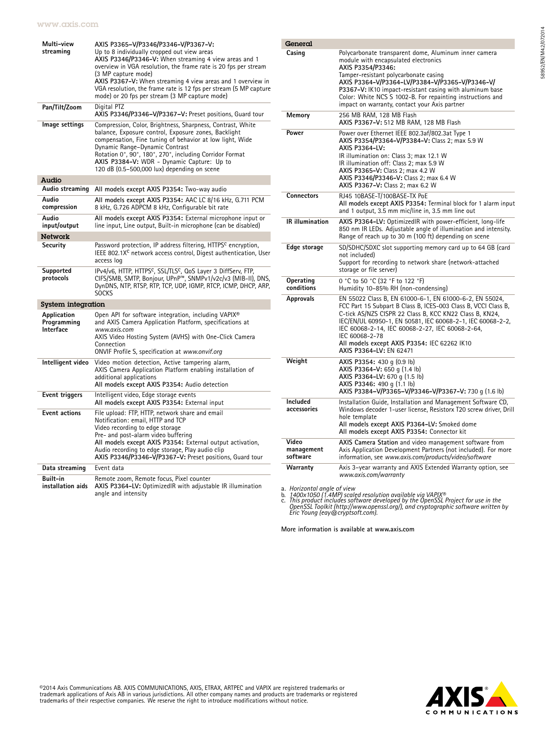| | |
|---|---|
| **Multi-view streaming** | **AXIS P3365–V/P3346/P3346–V/P3367–V:** Up to 8 individually cropped out view areas **AXIS P3346/P3346–V:** When streaming 4 view areas and 1 overview in VGA resolution, the frame rate is 20 fps per stream (3 MP capture mode) **AXIS P3367–V:** When streaming 4 view areas and 1 overview in VGA resolution, the frame rate is 12 fps per stream (5 MP capture mode) or 20 fps per stream (3 MP capture mode) |
| **Pan/Tilt/Zoom** | Digital PTZ **AXIS P3346/P3346–V/P3367–V:** Preset positions, Guard tour |
| **Image settings** | Compression, Color, Brightness, Sharpness, Contrast, White balance, Exposure control, Exposure zones, Backlight compensation, Fine tuning of behavior at low light, Wide Dynamic Range–Dynamic Contrast Rotation 0°, 90°, 180°, 270°, including Corridor Format **AXIS P3384–V:** WDR - Dynamic Capture: Up to 120 dB (0.5–500,000 lux) depending on scene |

## Audio

| | |
|---|---|
| **Audio streaming** | **All models except AXIS P3354:** Two-way audio |
| **Audio compression** | **All models except AXIS P3354:** AAC LC 8/16 kHz, G.711 PCM 8 kHz, G.726 ADPCM 8 kHz, Configurable bit rate |
| **Audio input/output** | **All models except AXIS P3354:** External microphone input or line input, Line output, Built-in microphone (can be disabled) |

## Network

| | |
|---|---|
| **Security** | Password protection, IP address filtering, HTTPS[c] encryption, IEEE 802.1X[c] network access control, Digest authentication, User access log |
| **Supported protocols** | IPv4/v6, HTTP, HTTPS[c], SSL/TLS[c], QoS Layer 3 DiffServ, FTP, CIFS/SMB, SMTP, Bonjour, UPnP™, SNMPv1/v2c/v3 (MIB-II), DNS, DynDNS, NTP, RTSP, RTP, TCP, UDP, IGMP, RTCP, ICMP, DHCP, ARP, SOCKS |

## System integration

| | |
|---|---|
| **Application Programming Interface** | Open API for software integration, including VAPIX® and AXIS Camera Application Platform, specifications at *www.axis.com* AXIS Video Hosting System (AVHS) with One-Click Camera Connection ONVIF Profile S, specification at *www.onvif.org* |
| **Intelligent video** | Video motion detection, Active tampering alarm, AXIS Camera Application Platform enabling installation of additional applications **All models except AXIS P3354:** Audio detection |
| **Event triggers** | Intelligent video, Edge storage events **All models except AXIS P3354:** External input |
| **Event actions** | File upload: FTP, HTTP, network share and email Notification: email, HTTP and TCP Video recording to edge storage Pre- and post-alarm video buffering **All models except AXIS P3354:** External output activation, Audio recording to edge storage, Play audio clip **AXIS P3346/P3346–V/P3367–V:** Preset positions, Guard tour |
| **Data streaming** | Event data |
| **Built-in installation aids** | Remote zoom, Remote focus, Pixel counter **AXIS P3364–LV:** OptimizedIR with adjustable IR illumination angle and intensity |

## General

| | |
|---|---|
| **Casing** | Polycarbonate transparent dome, Aluminum inner camera module with encapsulated electronics **AXIS P3354/P3346:** Tamper-resistant polycarbonate casing **AXIS P3364–V/P3364–LV/P3384–V/P3365–V/P3346–V/P3367–V:** IK10 impact-resistant casing with aluminum base Color: White NCS S 1002-B. For repainting instructions and impact on warranty, contact your Axis partner |
| **Memory** | 256 MB RAM, 128 MB Flash **AXIS P3367–V:** 512 MB RAM, 128 MB Flash |
| **Power** | Power over Ethernet IEEE 802.3af/802.3at Type 1 **AXIS P3354/P3364–V/P3384–V:** Class 2; max 5.9 W **AXIS P3364–LV:** IR illumination on: Class 3; max 12.1 W IR illumination off: Class 2; max 5.9 W **AXIS P3365–V:** Class 2; max 4.2 W **AXIS P3346/P3346–V:** Class 2; max 6.4 W **AXIS P3367–V:** Class 2; max 6.2 W |
| **Connectors** | RJ45 10BASE-T/100BASE-TX PoE **All models except AXIS P3354:** Terminal block for 1 alarm input and 1 output, 3.5 mm mic/line in, 3.5 mm line out |
| **IR illumination** | **AXIS P3364–LV:** OptimizedIR with power-efficient, long-life 850 nm IR LEDs. Adjustable angle of illumination and intensity. Range of reach up to 30 m (100 ft) depending on scene |
| **Edge storage** | SD/SDHC/SDXC slot supporting memory card up to 64 GB (card not included) Support for recording to network share (network-attached storage or file server) |
| **Operating conditions** | 0 °C to 50 °C (32 °F to 122 °F) Humidity 10–85% RH (non-condensing) |
| **Approvals** | EN 55022 Class B, EN 61000-6-1, EN 61000-6-2, EN 55024, FCC Part 15 Subpart B Class B, ICES-003 Class B, VCCI Class B, C-tick AS/NZS CISPR 22 Class B, KCC KN22 Class B, KN24, IEC/EN/UL 60950-1, EN 50581, IEC 60068-2-1, IEC 60068-2-2, IEC 60068-2-14, IEC 60068-2-27, IEC 60068-2-64, IEC 60068-2-78 **All models except AXIS P3354:** IEC 62262 IK10 **AXIS P3364–LV:** EN 62471 |
| **Weight** | **AXIS P3354:** 430 g (0.9 lb) **AXIS P3364–V:** 650 g (1.4 lb) **AXIS P3364–LV:** 670 g (1.5 lb) **AXIS P3346:** 490 g (1.1 lb) **AXIS P3384–V/P3365–V/P3346–V/P3367–V:** 730 g (1.6 lb) |
| **Included accessories** | Installation Guide, Installation and Management Software CD, Windows decoder 1-user license, Resistorx T20 screw driver, Drill hole template **All models except AXIS P3364–LV:** Smoked dome **All models except AXIS P3354:** Connector kit |
| **Video management software** | **AXIS Camera Station** and video management software from Axis Application Development Partners (not included). For more information, see *www.axis.com/products/video/software* |
| **Warranty** | Axis 3-year warranty and AXIS Extended Warranty option, see *www.axis.com/warranty* |

a. *Horizontal angle of view*
b. *1400x1050 (1.4MP) scaled resolution available via VAPIX®*
c. *This product includes software developed by the OpenSSL Project for use in the OpenSSL Toolkit (http://www.openssl.org/), and cryptographic software written by Eric Young (eay@cryptsoft.com).*

More information is available at www.axis.com

©2014 Axis Communications AB. AXIS COMMUNICATIONS, AXIS, ETRAX, ARTPEC and VAPIX are registered trademarks or trademark applications of Axis AB in various jurisdictions. All other company names and products are trademarks or registered trademarks of their respective companies. We reserve the right to introduce modifications without notice.

58952/EN/M4.2/072014